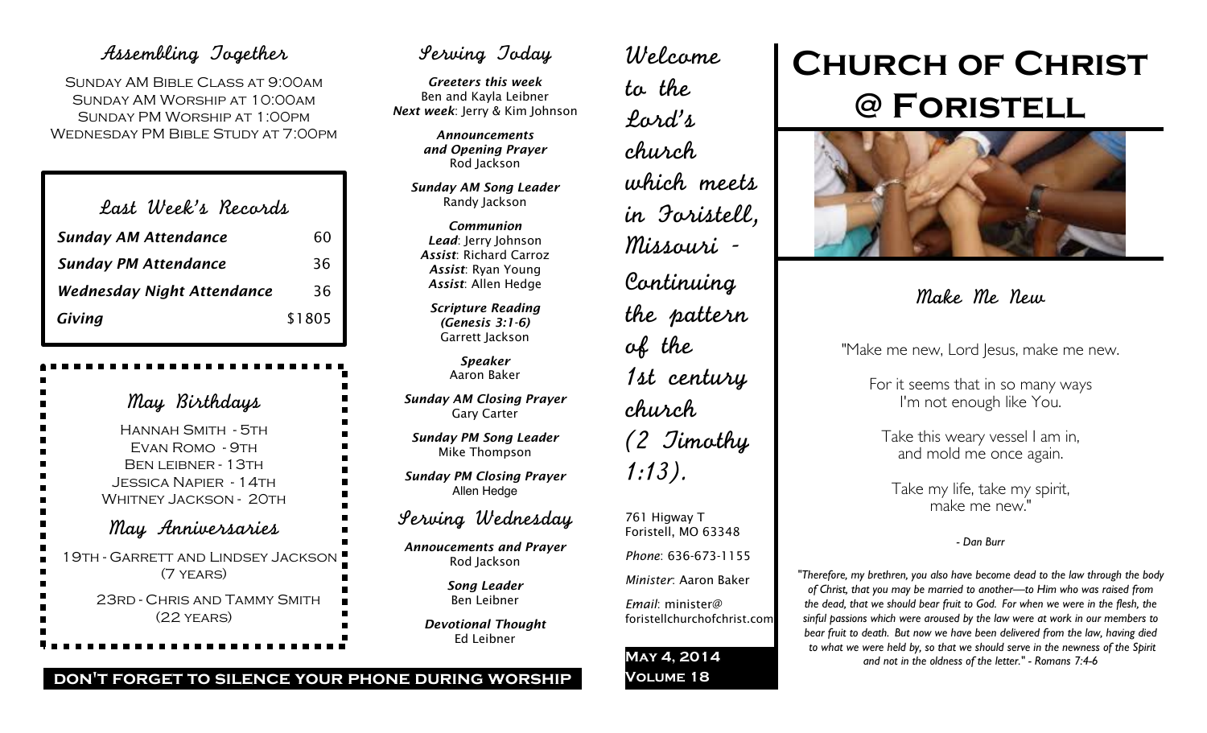## Assembling Together

Sunday AM Bible Class at 9:00AM
Sunday AM Worship at 10:00AM
Sunday PM Worship at 1:00PM
Wednesday PM Bible Study at 7:00PM

## Last Week's Records

| | |
|---|---|
| ***Sunday AM Attendance*** | 60 |
| ***Sunday PM Attendance*** | 36 |
| ***Wednesday Night Attendance*** | 36 |
| ***Giving*** | $1805 |

## May Birthdays

Hannah Smith - 5th
Evan Romo - 9th
Ben Leibner - 13th
Jessica Napier - 14th
Whitney Jackson - 20th

## May Anniversaries

19th - Garrett and Lindsey Jackson (7 years)

23rd - Chris and Tammy Smith (22 years)

**DON'T FORGET TO SILENCE YOUR PHONE DURING WORSHIP**

## Serving Today

***Greeters this week***
Ben and Kayla Leibner
***Next week***: Jerry & Kim Johnson

***Announcements and Opening Prayer***
Rod Jackson

***Sunday AM Song Leader***
Randy Jackson

***Communion***
***Lead***: Jerry Johnson
***Assist***: Richard Carroz
***Assist***: Ryan Young
***Assist***: Allen Hedge

***Scripture Reading (Genesis 3:1-6)***
Garrett Jackson

***Speaker***
Aaron Baker

***Sunday AM Closing Prayer***
Gary Carter

***Sunday PM Song Leader***
Mike Thompson

***Sunday PM Closing Prayer***
Allen Hedge

## Serving Wednesday

***Annoucements and Prayer***
Rod Jackson

***Song Leader***
Ben Leibner

***Devotional Thought***
Ed Leibner

Welcome to the Lord's church which meets in Foristell, Missouri - Continuing the pattern of the 1st century church (2 Timothy 1:13).

761 Higway T
Foristell, MO 63348

*Phone*: 636-673-1155

*Minister*: Aaron Baker

*Email*: minister@foristellchurchofchrist.com

**May 4, 2014**
**Volume 18**

# Church of Christ @ Foristell

## Make Me New

"Make me new, Lord Jesus, make me new.

For it seems that in so many ways
I'm not enough like You.

Take this weary vessel I am in,
and mold me once again.

Take my life, take my spirit,
make me new."

*- Dan Burr*

*"Therefore, my brethren, you also have become dead to the law through the body of Christ, that you may be married to another—to Him who was raised from the dead, that we should bear fruit to God. For when we were in the flesh, the sinful passions which were aroused by the law were at work in our members to bear fruit to death. But now we have been delivered from the law, having died to what we were held by, so that we should serve in the newness of the Spirit and not in the oldness of the letter." - Romans 7:4-6*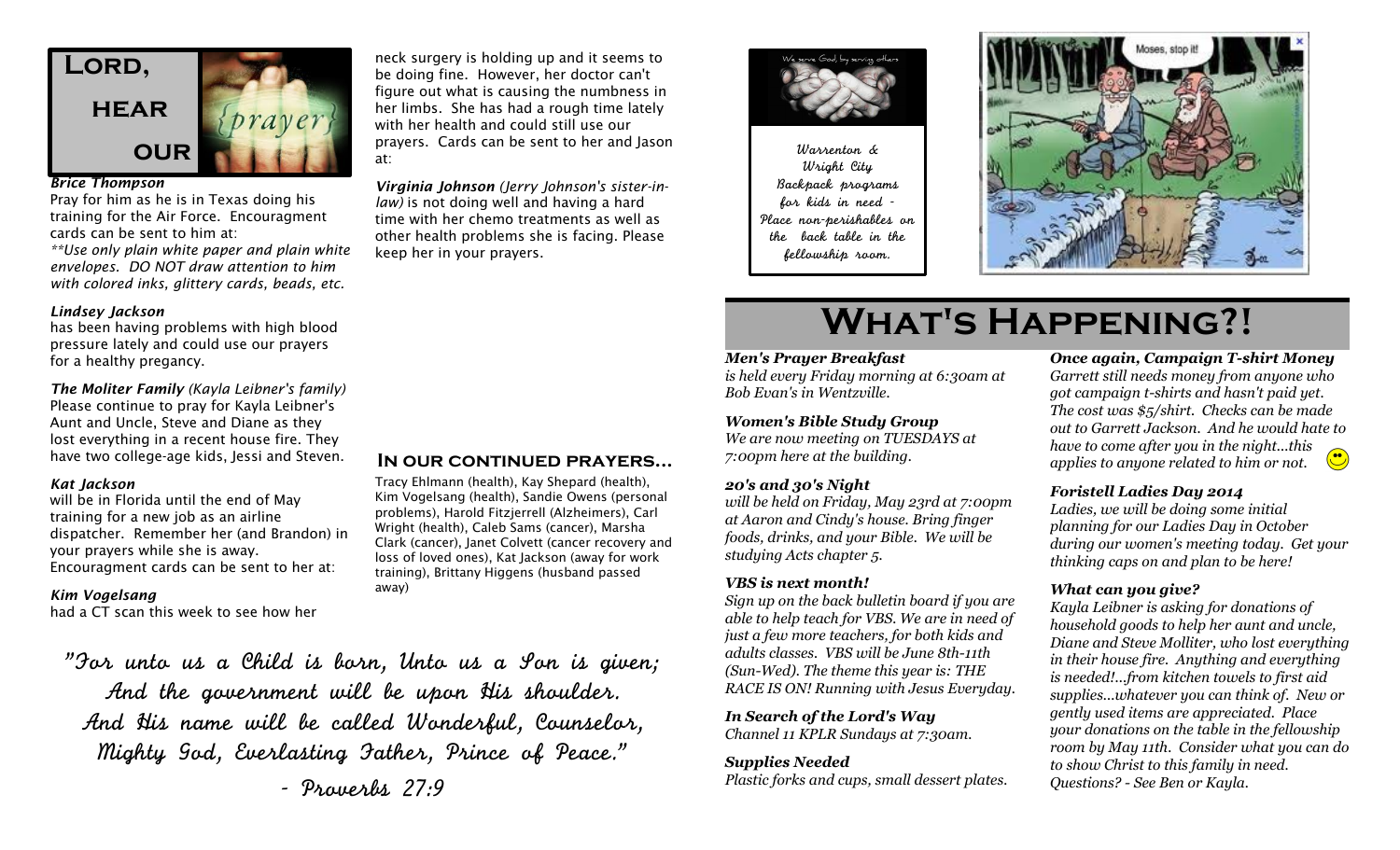# Lord, hear our prayer

***Brice Thompson***
Pray for him as he is in Texas doing his training for the Air Force. Encouragment cards can be sent to him at:
*\*\*Use only plain white paper and plain white envelopes. DO NOT draw attention to him with colored inks, glittery cards, beads, etc.*

***Lindsey Jackson***
has been having problems with high blood pressure lately and could use our prayers for a healthy pregancy.

***The Moliter Family*** *(Kayla Leibner's family)*
Please continue to pray for Kayla Leibner's Aunt and Uncle, Steve and Diane as they lost everything in a recent house fire. They have two college-age kids, Jessi and Steven.

***Kat Jackson***
will be in Florida until the end of May training for a new job as an airline dispatcher. Remember her (and Brandon) in your prayers while she is away.
Encouragment cards can be sent to her at:

***Kim Vogelsang***
had a CT scan this week to see how her neck surgery is holding up and it seems to be doing fine. However, her doctor can't figure out what is causing the numbness in her limbs. She has had a rough time lately with her health and could still use our prayers. Cards can be sent to her and Jason at:

***Virginia Johnson*** *(Jerry Johnson's sister-in-law)* is not doing well and having a hard time with her chemo treatments as well as other health problems she is facing. Please keep her in your prayers.

## In our continued prayers...

Tracy Ehlmann (health), Kay Shepard (health), Kim Vogelsang (health), Sandie Owens (personal problems), Harold Fitzjerrell (Alzheimers), Carl Wright (health), Caleb Sams (cancer), Marsha Clark (cancer), Janet Colvett (cancer recovery and loss of loved ones), Kat Jackson (away for work training), Brittany Higgens (husband passed away)

"For unto us a Child is born, Unto us a Son is given;
And the government will be upon His shoulder.
And His name will be called Wonderful, Counselor,
Mighty God, Everlasting Father, Prince of Peace."
- Proverbs 27:9

We serve God by serving others

Warrenton & Wright City Backpack programs for kids in need - Place non-perishables on the back table in the fellowship room.

Moses, stop it!

# What's Happening?!

***Men's Prayer Breakfast***
*is held every Friday morning at 6:30am at Bob Evan's in Wentzville.*

***Women's Bible Study Group***
*We are now meeting on TUESDAYS at 7:00pm here at the building.*

***20's and 30's Night***
*will be held on Friday, May 23rd at 7:00pm at Aaron and Cindy's house. Bring finger foods, drinks, and your Bible. We will be studying Acts chapter 5.*

***VBS is next month!***
*Sign up on the back bulletin board if you are able to help teach for VBS. We are in need of just a few more teachers, for both kids and adults classes. VBS will be June 8th-11th (Sun-Wed). The theme this year is: THE RACE IS ON! Running with Jesus Everyday.*

***In Search of the Lord's Way***
*Channel 11 KPLR Sundays at 7:30am.*

***Supplies Needed***
*Plastic forks and cups, small dessert plates.*

***Once again, Campaign T-shirt Money***
*Garrett still needs money from anyone who got campaign t-shirts and hasn't paid yet. The cost was $5/shirt. Checks can be made out to Garrett Jackson. And he would hate to have to come after you in the night...this applies to anyone related to him or not.* 🙂

***Foristell Ladies Day 2014***
*Ladies, we will be doing some initial planning for our Ladies Day in October during our women's meeting today. Get your thinking caps on and plan to be here!*

***What can you give?***
*Kayla Leibner is asking for donations of household goods to help her aunt and uncle, Diane and Steve Molliter, who lost everything in their house fire. Anything and everything is needed!...from kitchen towels to first aid supplies...whatever you can think of. New or gently used items are appreciated. Place your donations on the table in the fellowship room by May 11th. Consider what you can do to show Christ to this family in need. Questions? - See Ben or Kayla.*